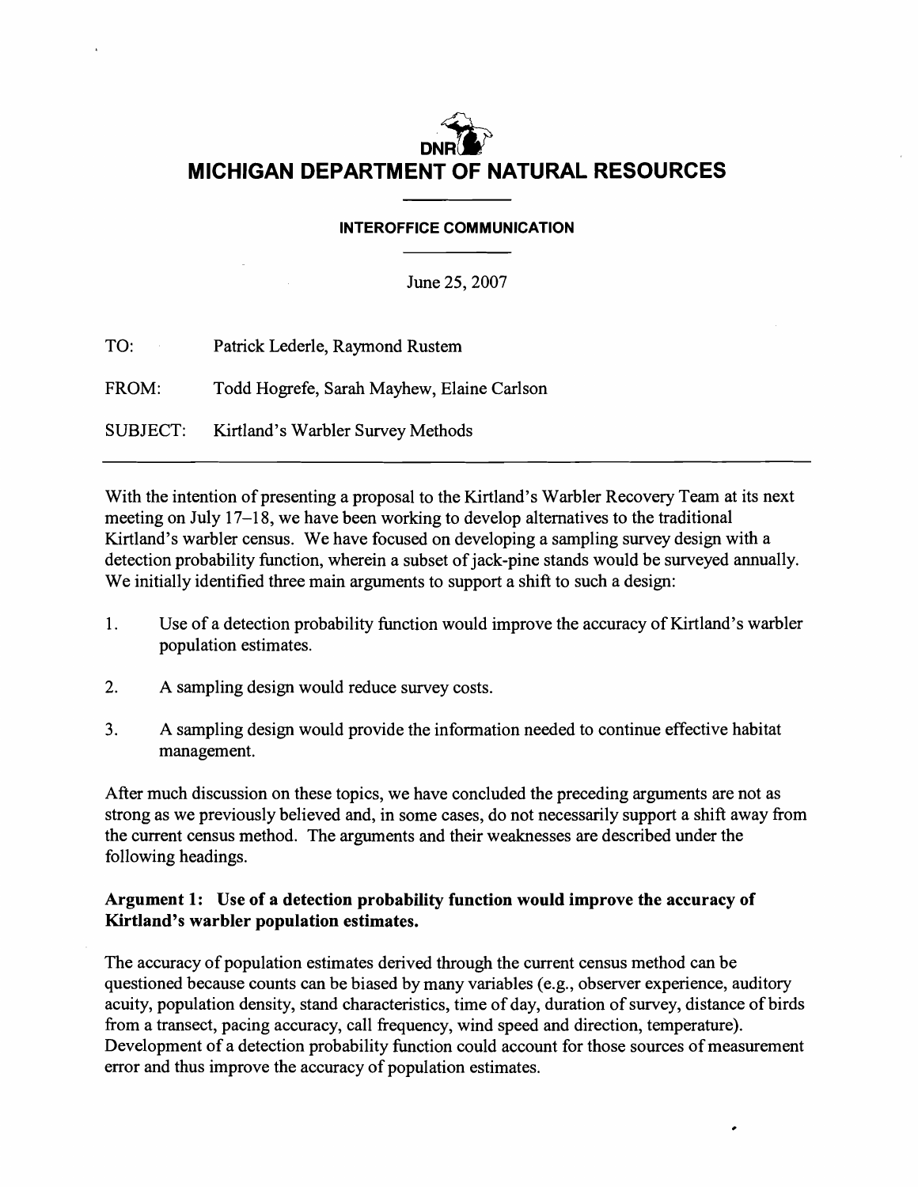# MICHIGAN DEPARTMENT OF NATURAL RESOURCES

**INTEROFFICE COMMUNICATION**

June 25, 2007

TO: Patrick Lederle, Raymond Rustem

FROM: Todd Hogrefe, Sarah Mayhew, Elaine Carlson

SUBJECT: Kirtland's Warbler Survey Methods

---

With the intention of presenting a proposal to the Kirtland's Warbler Recovery Team at its next meeting on July 17–18, we have been working to develop alternatives to the traditional Kirtland's warbler census. We have focused on developing a sampling survey design with a detection probability function, wherein a subset of jack-pine stands would be surveyed annually. We initially identified three main arguments to support a shift to such a design:

1. Use of a detection probability function would improve the accuracy of Kirtland's warbler population estimates.

2. A sampling design would reduce survey costs.

3. A sampling design would provide the information needed to continue effective habitat management.

After much discussion on these topics, we have concluded the preceding arguments are not as strong as we previously believed and, in some cases, do not necessarily support a shift away from the current census method. The arguments and their weaknesses are described under the following headings.

**Argument 1: Use of a detection probability function would improve the accuracy of Kirtland's warbler population estimates.**

The accuracy of population estimates derived through the current census method can be questioned because counts can be biased by many variables (e.g., observer experience, auditory acuity, population density, stand characteristics, time of day, duration of survey, distance of birds from a transect, pacing accuracy, call frequency, wind speed and direction, temperature). Development of a detection probability function could account for those sources of measurement error and thus improve the accuracy of population estimates.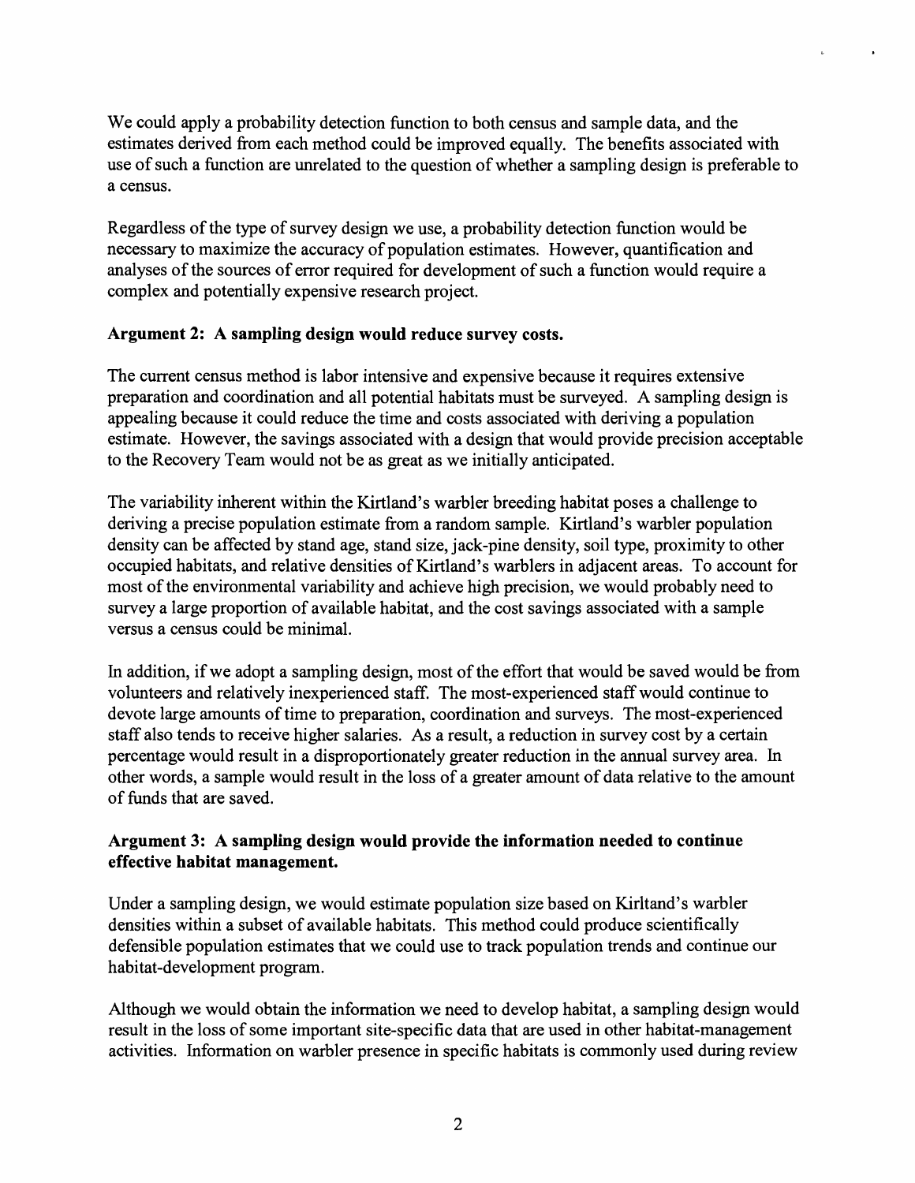We could apply a probability detection function to both census and sample data, and the estimates derived from each method could be improved equally. The benefits associated with use of such a function are unrelated to the question of whether a sampling design is preferable to a census.

Regardless of the type of survey design we use, a probability detection function would be necessary to maximize the accuracy of population estimates. However, quantification and analyses of the sources of error required for development of such a function would require a complex and potentially expensive research project.

**Argument 2: A sampling design would reduce survey costs.**

The current census method is labor intensive and expensive because it requires extensive preparation and coordination and all potential habitats must be surveyed. A sampling design is appealing because it could reduce the time and costs associated with deriving a population estimate. However, the savings associated with a design that would provide precision acceptable to the Recovery Team would not be as great as we initially anticipated.

The variability inherent within the Kirtland's warbler breeding habitat poses a challenge to deriving a precise population estimate from a random sample. Kirtland's warbler population density can be affected by stand age, stand size, jack-pine density, soil type, proximity to other occupied habitats, and relative densities of Kirtland's warblers in adjacent areas. To account for most of the environmental variability and achieve high precision, we would probably need to survey a large proportion of available habitat, and the cost savings associated with a sample versus a census could be minimal.

In addition, if we adopt a sampling design, most of the effort that would be saved would be from volunteers and relatively inexperienced staff. The most-experienced staff would continue to devote large amounts of time to preparation, coordination and surveys. The most-experienced staff also tends to receive higher salaries. As a result, a reduction in survey cost by a certain percentage would result in a disproportionately greater reduction in the annual survey area. In other words, a sample would result in the loss of a greater amount of data relative to the amount of funds that are saved.

**Argument 3: A sampling design would provide the information needed to continue effective habitat management.**

Under a sampling design, we would estimate population size based on Kirltand's warbler densities within a subset of available habitats. This method could produce scientifically defensible population estimates that we could use to track population trends and continue our habitat-development program.

Although we would obtain the information we need to develop habitat, a sampling design would result in the loss of some important site-specific data that are used in other habitat-management activities. Information on warbler presence in specific habitats is commonly used during review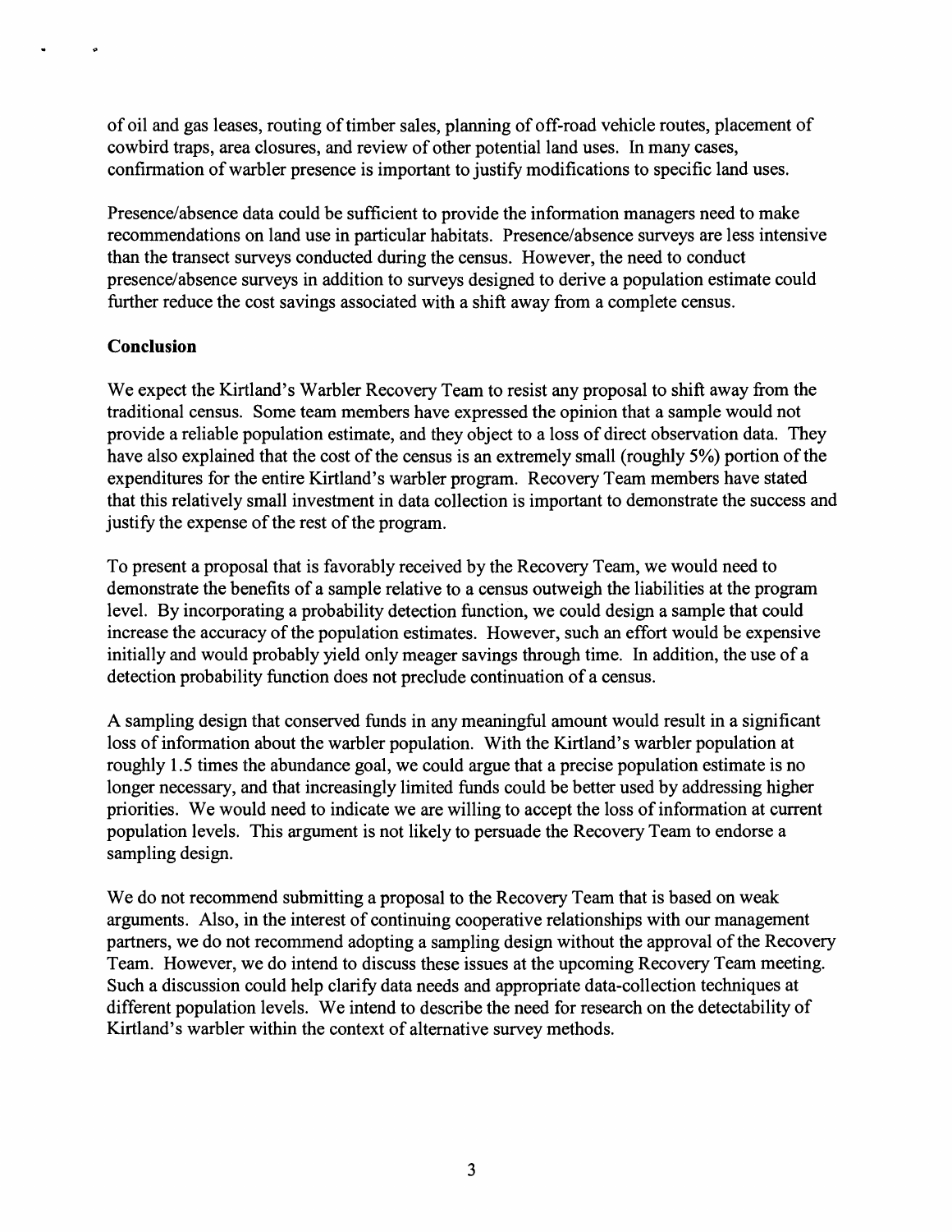of oil and gas leases, routing of timber sales, planning of off-road vehicle routes, placement of cowbird traps, area closures, and review of other potential land uses. In many cases, confirmation of warbler presence is important to justify modifications to specific land uses.

Presence/absence data could be sufficient to provide the information managers need to make recommendations on land use in particular habitats. Presence/absence surveys are less intensive than the transect surveys conducted during the census. However, the need to conduct presence/absence surveys in addition to surveys designed to derive a population estimate could further reduce the cost savings associated with a shift away from a complete census.

**Conclusion**

We expect the Kirtland's Warbler Recovery Team to resist any proposal to shift away from the traditional census. Some team members have expressed the opinion that a sample would not provide a reliable population estimate, and they object to a loss of direct observation data. They have also explained that the cost of the census is an extremely small (roughly 5%) portion of the expenditures for the entire Kirtland's warbler program. Recovery Team members have stated that this relatively small investment in data collection is important to demonstrate the success and justify the expense of the rest of the program.

To present a proposal that is favorably received by the Recovery Team, we would need to demonstrate the benefits of a sample relative to a census outweigh the liabilities at the program level. By incorporating a probability detection function, we could design a sample that could increase the accuracy of the population estimates. However, such an effort would be expensive initially and would probably yield only meager savings through time. In addition, the use of a detection probability function does not preclude continuation of a census.

A sampling design that conserved funds in any meaningful amount would result in a significant loss of information about the warbler population. With the Kirtland's warbler population at roughly 1.5 times the abundance goal, we could argue that a precise population estimate is no longer necessary, and that increasingly limited funds could be better used by addressing higher priorities. We would need to indicate we are willing to accept the loss of information at current population levels. This argument is not likely to persuade the Recovery Team to endorse a sampling design.

We do not recommend submitting a proposal to the Recovery Team that is based on weak arguments. Also, in the interest of continuing cooperative relationships with our management partners, we do not recommend adopting a sampling design without the approval of the Recovery Team. However, we do intend to discuss these issues at the upcoming Recovery Team meeting. Such a discussion could help clarify data needs and appropriate data-collection techniques at different population levels. We intend to describe the need for research on the detectability of Kirtland's warbler within the context of alternative survey methods.